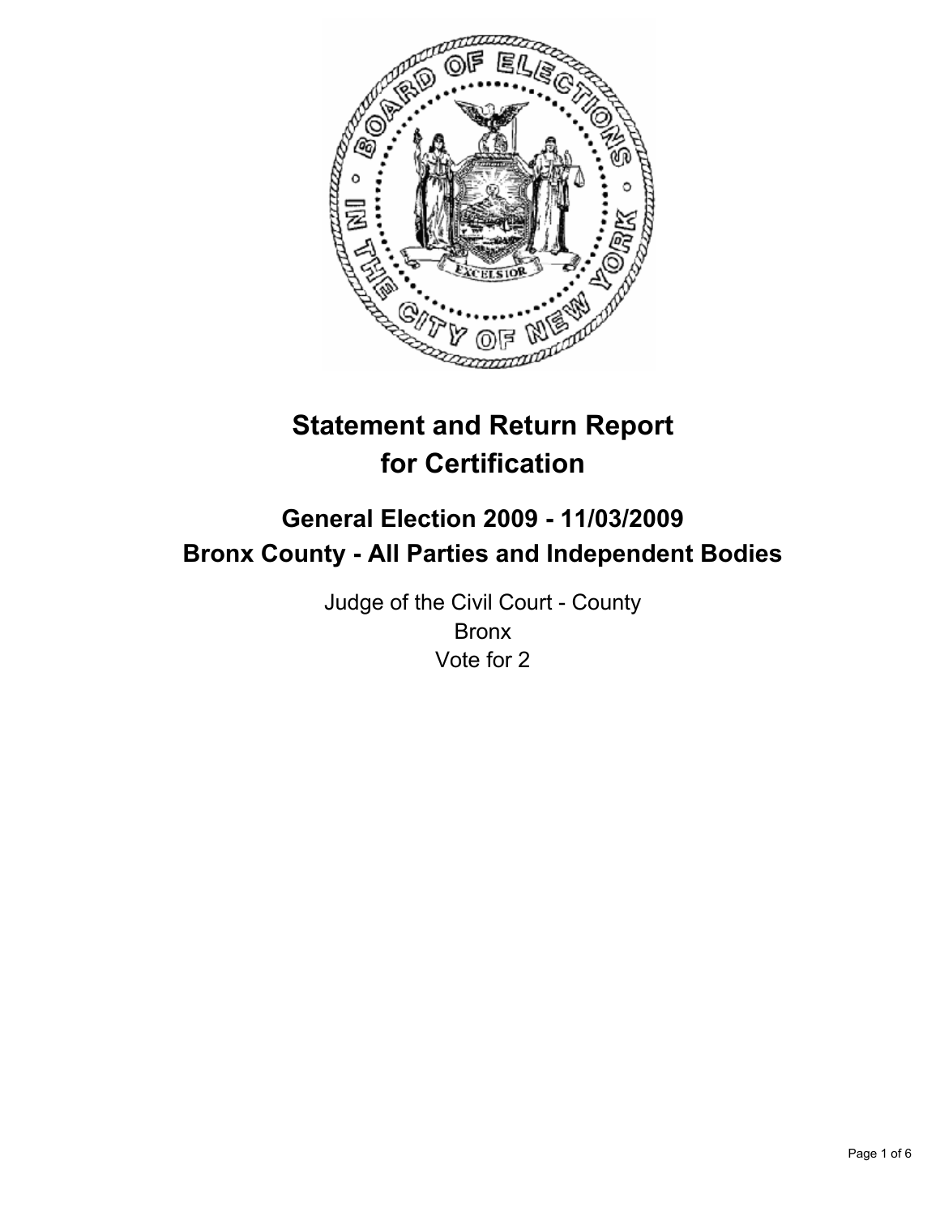# Statement and Return Report for Certification

## General Election 2009 - 11/03/2009
## Bronx County - All Parties and Independent Bodies

Judge of the Civil Court - County
Bronx
Vote for 2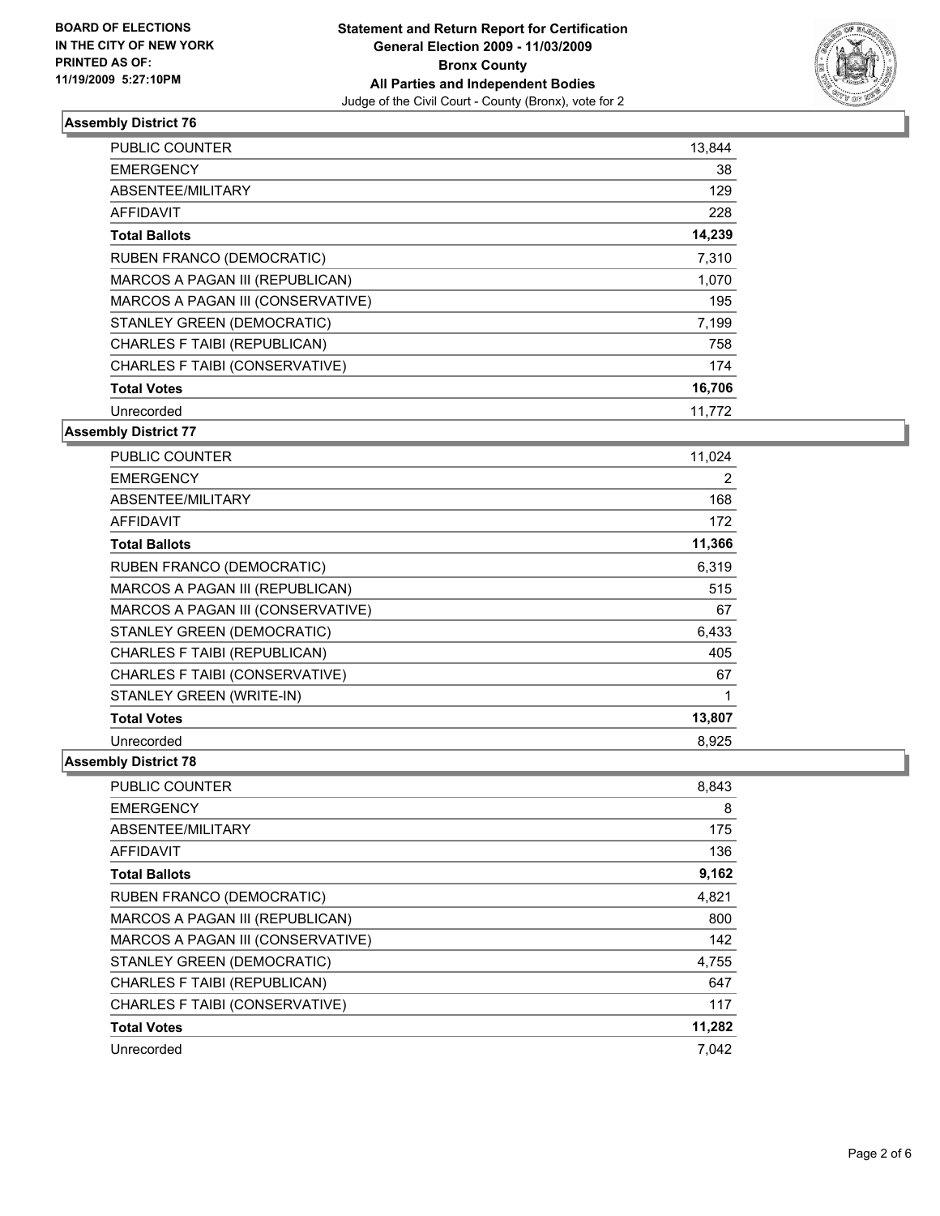BOARD OF ELECTIONS
IN THE CITY OF NEW YORK
PRINTED AS OF:
11/19/2009 5:27:10PM

**Statement and Return Report for Certification**
**General Election 2009 - 11/03/2009**
**Bronx County**
**All Parties and Independent Bodies**
Judge of the Civil Court - County (Bronx), vote for 2

### Assembly District 76

| | |
|---|---|
| PUBLIC COUNTER | 13,844 |
| EMERGENCY | 38 |
| ABSENTEE/MILITARY | 129 |
| AFFIDAVIT | 228 |
| **Total Ballots** | **14,239** |
| RUBEN FRANCO (DEMOCRATIC) | 7,310 |
| MARCOS A PAGAN III (REPUBLICAN) | 1,070 |
| MARCOS A PAGAN III (CONSERVATIVE) | 195 |
| STANLEY GREEN (DEMOCRATIC) | 7,199 |
| CHARLES F TAIBI (REPUBLICAN) | 758 |
| CHARLES F TAIBI (CONSERVATIVE) | 174 |
| **Total Votes** | **16,706** |
| Unrecorded | 11,772 |

### Assembly District 77

| | |
|---|---|
| PUBLIC COUNTER | 11,024 |
| EMERGENCY | 2 |
| ABSENTEE/MILITARY | 168 |
| AFFIDAVIT | 172 |
| **Total Ballots** | **11,366** |
| RUBEN FRANCO (DEMOCRATIC) | 6,319 |
| MARCOS A PAGAN III (REPUBLICAN) | 515 |
| MARCOS A PAGAN III (CONSERVATIVE) | 67 |
| STANLEY GREEN (DEMOCRATIC) | 6,433 |
| CHARLES F TAIBI (REPUBLICAN) | 405 |
| CHARLES F TAIBI (CONSERVATIVE) | 67 |
| STANLEY GREEN (WRITE-IN) | 1 |
| **Total Votes** | **13,807** |
| Unrecorded | 8,925 |

### Assembly District 78

| | |
|---|---|
| PUBLIC COUNTER | 8,843 |
| EMERGENCY | 8 |
| ABSENTEE/MILITARY | 175 |
| AFFIDAVIT | 136 |
| **Total Ballots** | **9,162** |
| RUBEN FRANCO (DEMOCRATIC) | 4,821 |
| MARCOS A PAGAN III (REPUBLICAN) | 800 |
| MARCOS A PAGAN III (CONSERVATIVE) | 142 |
| STANLEY GREEN (DEMOCRATIC) | 4,755 |
| CHARLES F TAIBI (REPUBLICAN) | 647 |
| CHARLES F TAIBI (CONSERVATIVE) | 117 |
| **Total Votes** | **11,282** |
| Unrecorded | 7,042 |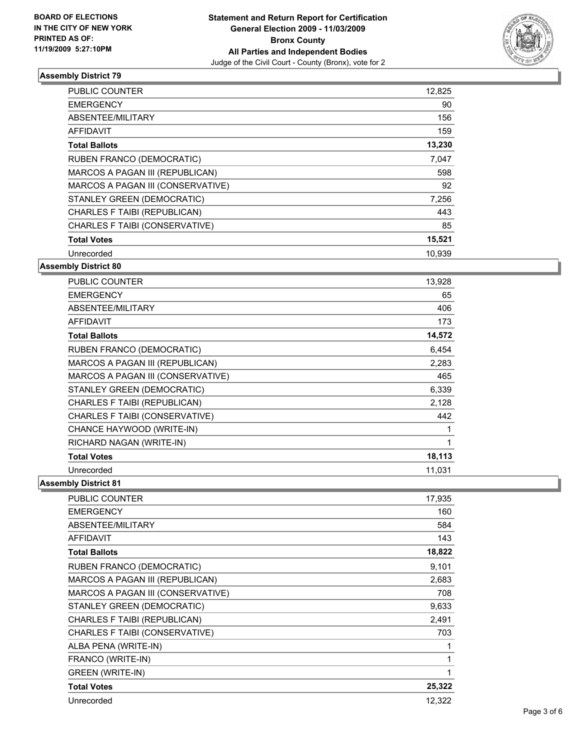**BOARD OF ELECTIONS IN THE CITY OF NEW YORK PRINTED AS OF: 11/19/2009 5:27:10PM**

**Statement and Return Report for Certification**
**General Election 2009 - 11/03/2009**
**Bronx County**
**All Parties and Independent Bodies**
Judge of the Civil Court - County (Bronx), vote for 2

### Assembly District 79

| | |
|---|---|
| PUBLIC COUNTER | 12,825 |
| EMERGENCY | 90 |
| ABSENTEE/MILITARY | 156 |
| AFFIDAVIT | 159 |
| **Total Ballots** | **13,230** |
| RUBEN FRANCO (DEMOCRATIC) | 7,047 |
| MARCOS A PAGAN III (REPUBLICAN) | 598 |
| MARCOS A PAGAN III (CONSERVATIVE) | 92 |
| STANLEY GREEN (DEMOCRATIC) | 7,256 |
| CHARLES F TAIBI (REPUBLICAN) | 443 |
| CHARLES F TAIBI (CONSERVATIVE) | 85 |
| **Total Votes** | **15,521** |
| Unrecorded | 10,939 |

### Assembly District 80

| | |
|---|---|
| PUBLIC COUNTER | 13,928 |
| EMERGENCY | 65 |
| ABSENTEE/MILITARY | 406 |
| AFFIDAVIT | 173 |
| **Total Ballots** | **14,572** |
| RUBEN FRANCO (DEMOCRATIC) | 6,454 |
| MARCOS A PAGAN III (REPUBLICAN) | 2,283 |
| MARCOS A PAGAN III (CONSERVATIVE) | 465 |
| STANLEY GREEN (DEMOCRATIC) | 6,339 |
| CHARLES F TAIBI (REPUBLICAN) | 2,128 |
| CHARLES F TAIBI (CONSERVATIVE) | 442 |
| CHANCE HAYWOOD (WRITE-IN) | 1 |
| RICHARD NAGAN (WRITE-IN) | 1 |
| **Total Votes** | **18,113** |
| Unrecorded | 11,031 |

### Assembly District 81

| | |
|---|---|
| PUBLIC COUNTER | 17,935 |
| EMERGENCY | 160 |
| ABSENTEE/MILITARY | 584 |
| AFFIDAVIT | 143 |
| **Total Ballots** | **18,822** |
| RUBEN FRANCO (DEMOCRATIC) | 9,101 |
| MARCOS A PAGAN III (REPUBLICAN) | 2,683 |
| MARCOS A PAGAN III (CONSERVATIVE) | 708 |
| STANLEY GREEN (DEMOCRATIC) | 9,633 |
| CHARLES F TAIBI (REPUBLICAN) | 2,491 |
| CHARLES F TAIBI (CONSERVATIVE) | 703 |
| ALBA PENA (WRITE-IN) | 1 |
| FRANCO (WRITE-IN) | 1 |
| GREEN (WRITE-IN) | 1 |
| **Total Votes** | **25,322** |
| Unrecorded | 12,322 |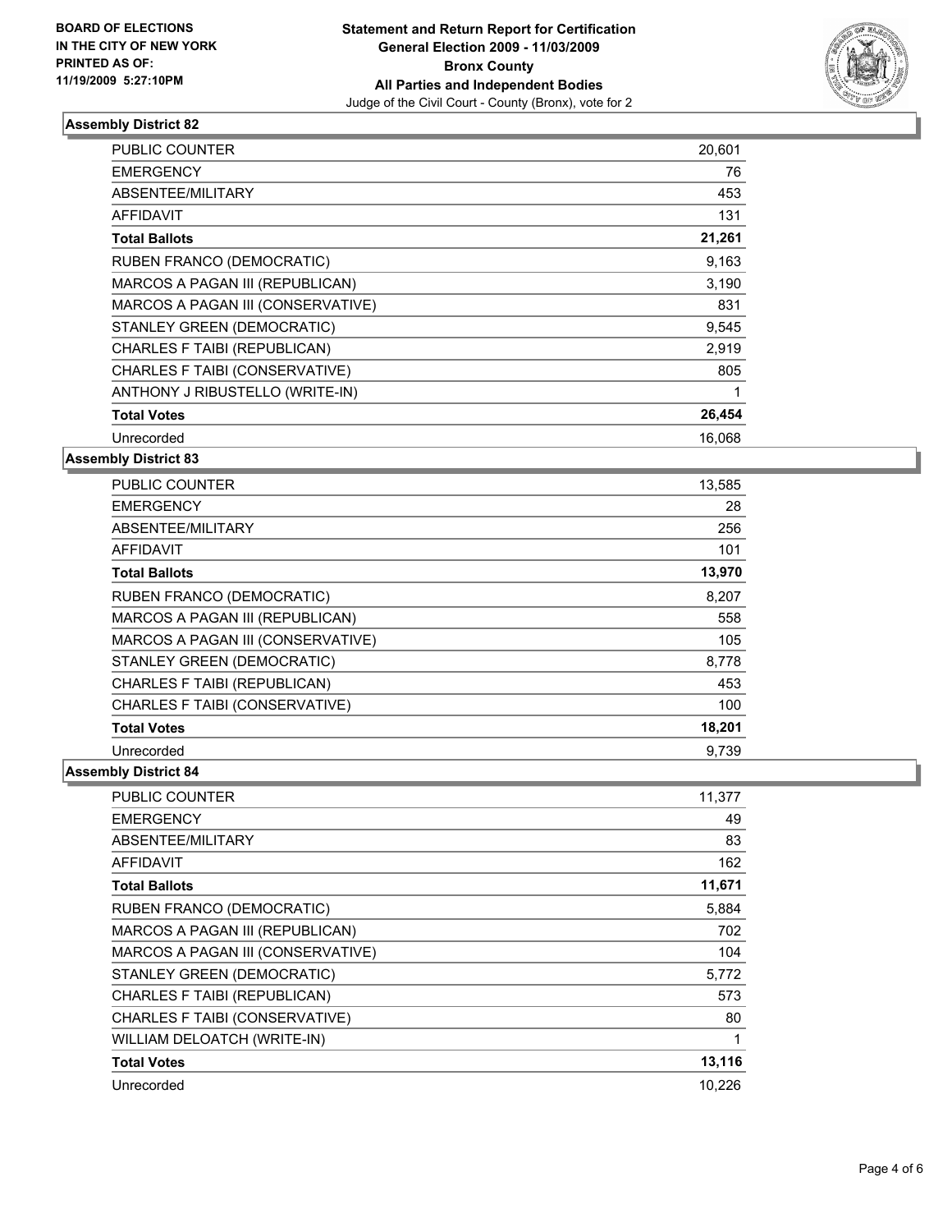**BOARD OF ELECTIONS IN THE CITY OF NEW YORK PRINTED AS OF: 11/19/2009 5:27:10PM**

**Statement and Return Report for Certification**
**General Election 2009 - 11/03/2009**
**Bronx County**
**All Parties and Independent Bodies**
Judge of the Civil Court - County (Bronx), vote for 2

### Assembly District 82

| | |
|---|---|
| PUBLIC COUNTER | 20,601 |
| EMERGENCY | 76 |
| ABSENTEE/MILITARY | 453 |
| AFFIDAVIT | 131 |
| **Total Ballots** | **21,261** |
| RUBEN FRANCO (DEMOCRATIC) | 9,163 |
| MARCOS A PAGAN III (REPUBLICAN) | 3,190 |
| MARCOS A PAGAN III (CONSERVATIVE) | 831 |
| STANLEY GREEN (DEMOCRATIC) | 9,545 |
| CHARLES F TAIBI (REPUBLICAN) | 2,919 |
| CHARLES F TAIBI (CONSERVATIVE) | 805 |
| ANTHONY J RIBUSTELLO (WRITE-IN) | 1 |
| **Total Votes** | **26,454** |
| Unrecorded | 16,068 |

### Assembly District 83

| | |
|---|---|
| PUBLIC COUNTER | 13,585 |
| EMERGENCY | 28 |
| ABSENTEE/MILITARY | 256 |
| AFFIDAVIT | 101 |
| **Total Ballots** | **13,970** |
| RUBEN FRANCO (DEMOCRATIC) | 8,207 |
| MARCOS A PAGAN III (REPUBLICAN) | 558 |
| MARCOS A PAGAN III (CONSERVATIVE) | 105 |
| STANLEY GREEN (DEMOCRATIC) | 8,778 |
| CHARLES F TAIBI (REPUBLICAN) | 453 |
| CHARLES F TAIBI (CONSERVATIVE) | 100 |
| **Total Votes** | **18,201** |
| Unrecorded | 9,739 |

### Assembly District 84

| | |
|---|---|
| PUBLIC COUNTER | 11,377 |
| EMERGENCY | 49 |
| ABSENTEE/MILITARY | 83 |
| AFFIDAVIT | 162 |
| **Total Ballots** | **11,671** |
| RUBEN FRANCO (DEMOCRATIC) | 5,884 |
| MARCOS A PAGAN III (REPUBLICAN) | 702 |
| MARCOS A PAGAN III (CONSERVATIVE) | 104 |
| STANLEY GREEN (DEMOCRATIC) | 5,772 |
| CHARLES F TAIBI (REPUBLICAN) | 573 |
| CHARLES F TAIBI (CONSERVATIVE) | 80 |
| WILLIAM DELOATCH (WRITE-IN) | 1 |
| **Total Votes** | **13,116** |
| Unrecorded | 10,226 |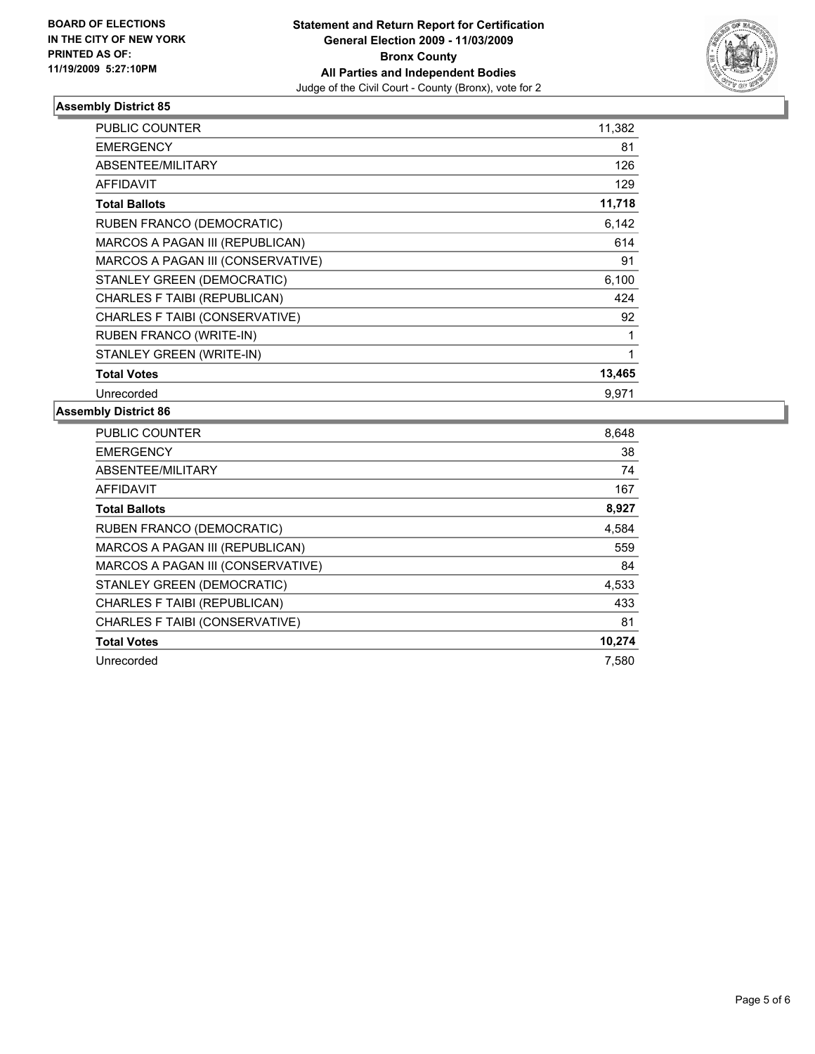**BOARD OF ELECTIONS IN THE CITY OF NEW YORK PRINTED AS OF: 11/19/2009 5:27:10PM**

**Statement and Return Report for Certification General Election 2009 - 11/03/2009 Bronx County All Parties and Independent Bodies**

Judge of the Civil Court - County (Bronx), vote for 2

### Assembly District 85

| | |
|---|---|
| PUBLIC COUNTER | 11,382 |
| EMERGENCY | 81 |
| ABSENTEE/MILITARY | 126 |
| AFFIDAVIT | 129 |
| **Total Ballots** | **11,718** |
| RUBEN FRANCO (DEMOCRATIC) | 6,142 |
| MARCOS A PAGAN III (REPUBLICAN) | 614 |
| MARCOS A PAGAN III (CONSERVATIVE) | 91 |
| STANLEY GREEN (DEMOCRATIC) | 6,100 |
| CHARLES F TAIBI (REPUBLICAN) | 424 |
| CHARLES F TAIBI (CONSERVATIVE) | 92 |
| RUBEN FRANCO (WRITE-IN) | 1 |
| STANLEY GREEN (WRITE-IN) | 1 |
| **Total Votes** | **13,465** |
| Unrecorded | 9,971 |

### Assembly District 86

| | |
|---|---|
| PUBLIC COUNTER | 8,648 |
| EMERGENCY | 38 |
| ABSENTEE/MILITARY | 74 |
| AFFIDAVIT | 167 |
| **Total Ballots** | **8,927** |
| RUBEN FRANCO (DEMOCRATIC) | 4,584 |
| MARCOS A PAGAN III (REPUBLICAN) | 559 |
| MARCOS A PAGAN III (CONSERVATIVE) | 84 |
| STANLEY GREEN (DEMOCRATIC) | 4,533 |
| CHARLES F TAIBI (REPUBLICAN) | 433 |
| CHARLES F TAIBI (CONSERVATIVE) | 81 |
| **Total Votes** | **10,274** |
| Unrecorded | 7,580 |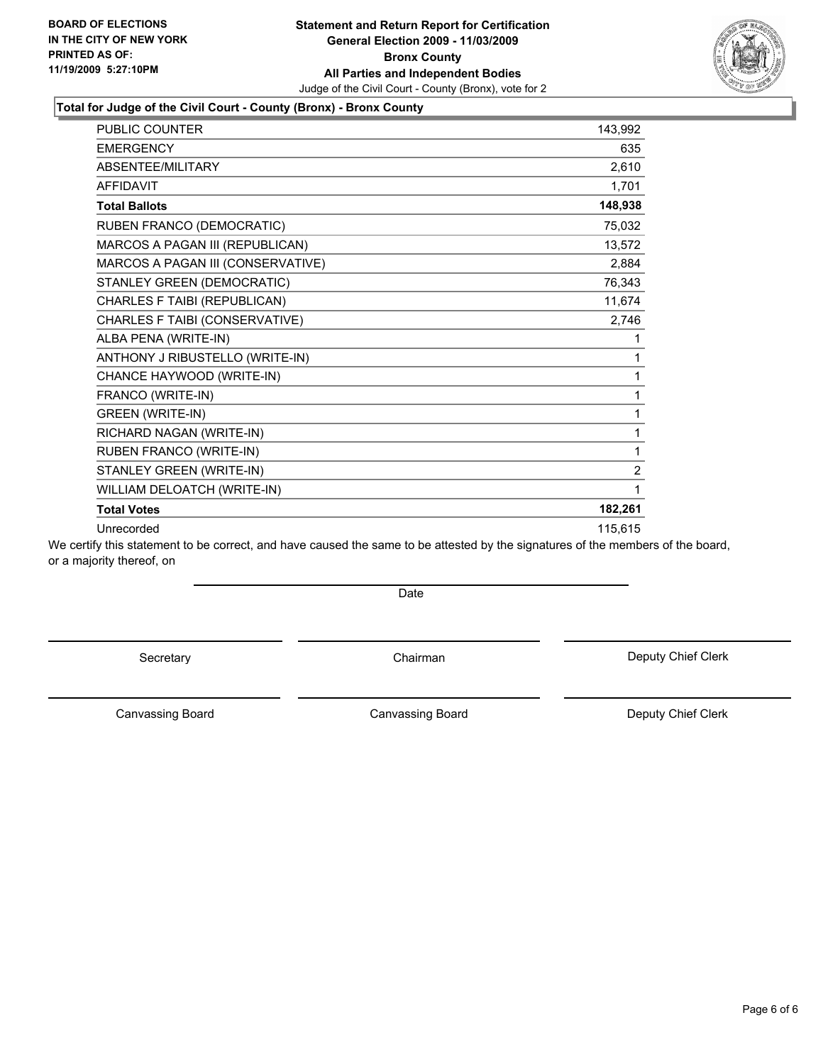**BOARD OF ELECTIONS IN THE CITY OF NEW YORK PRINTED AS OF: 11/19/2009 5:27:10PM**

**Statement and Return Report for Certification**
**General Election 2009 - 11/03/2009**
**Bronx County**
**All Parties and Independent Bodies**
Judge of the Civil Court - County (Bronx), vote for 2

### Total for Judge of the Civil Court - County (Bronx) - Bronx County

| | |
|---|---|
| PUBLIC COUNTER | 143,992 |
| EMERGENCY | 635 |
| ABSENTEE/MILITARY | 2,610 |
| AFFIDAVIT | 1,701 |
| **Total Ballots** | **148,938** |
| RUBEN FRANCO (DEMOCRATIC) | 75,032 |
| MARCOS A PAGAN III (REPUBLICAN) | 13,572 |
| MARCOS A PAGAN III (CONSERVATIVE) | 2,884 |
| STANLEY GREEN (DEMOCRATIC) | 76,343 |
| CHARLES F TAIBI (REPUBLICAN) | 11,674 |
| CHARLES F TAIBI (CONSERVATIVE) | 2,746 |
| ALBA PENA (WRITE-IN) | 1 |
| ANTHONY J RIBUSTELLO (WRITE-IN) | 1 |
| CHANCE HAYWOOD (WRITE-IN) | 1 |
| FRANCO (WRITE-IN) | 1 |
| GREEN (WRITE-IN) | 1 |
| RICHARD NAGAN (WRITE-IN) | 1 |
| RUBEN FRANCO (WRITE-IN) | 1 |
| STANLEY GREEN (WRITE-IN) | 2 |
| WILLIAM DELOATCH (WRITE-IN) | 1 |
| **Total Votes** | **182,261** |
| Unrecorded | 115,615 |

We certify this statement to be correct, and have caused the same to be attested by the signatures of the members of the board, or a majority thereof, on

Date

Secretary | Chairman | Deputy Chief Clerk

Canvassing Board | Canvassing Board | Deputy Chief Clerk